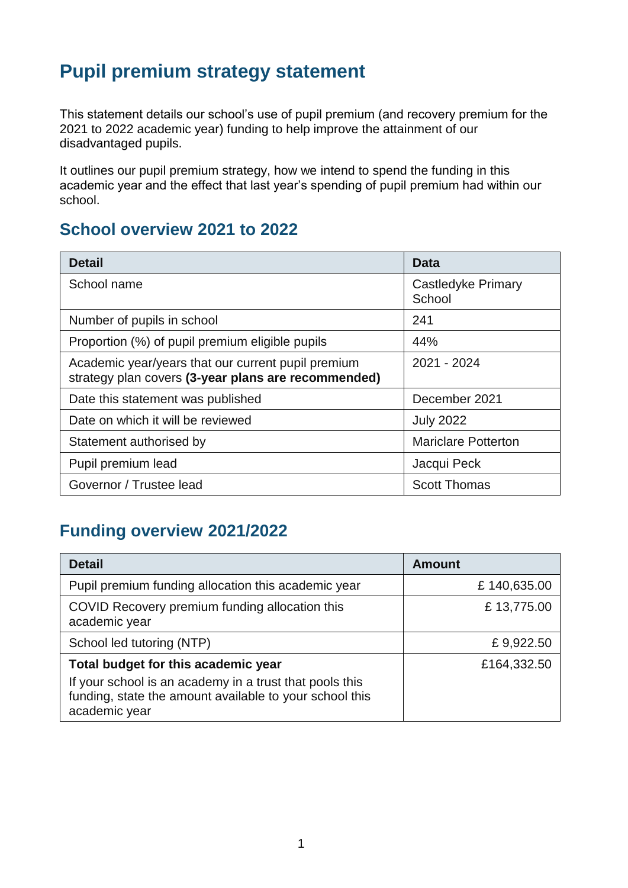# Pupil premium strategy statement

This statement details our school's use of pupil premium (and recovery premium for the 2021 to 2022 academic year) funding to help improve the attainment of our disadvantaged pupils.

It outlines our pupil premium strategy, how we intend to spend the funding in this academic year and the effect that last year's spending of pupil premium had within our school.

## School overview 2021 to 2022

| Detail | Data |
|---|---|
| School name | Castledyke Primary School |
| Number of pupils in school | 241 |
| Proportion (%) of pupil premium eligible pupils | 44% |
| Academic year/years that our current pupil premium strategy plan covers **(3-year plans are recommended)** | 2021 - 2024 |
| Date this statement was published | December 2021 |
| Date on which it will be reviewed | July 2022 |
| Statement authorised by | Mariclare Potterton |
| Pupil premium lead | Jacqui Peck |
| Governor / Trustee lead | Scott Thomas |

## Funding overview 2021/2022

| Detail | Amount |
|---|---|
| Pupil premium funding allocation this academic year | £ 140,635.00 |
| COVID Recovery premium funding allocation this academic year | £ 13,775.00 |
| School led tutoring (NTP) | £ 9,922.50 |
| **Total budget for this academic year**<br>If your school is an academy in a trust that pools this funding, state the amount available to your school this academic year | £164,332.50 |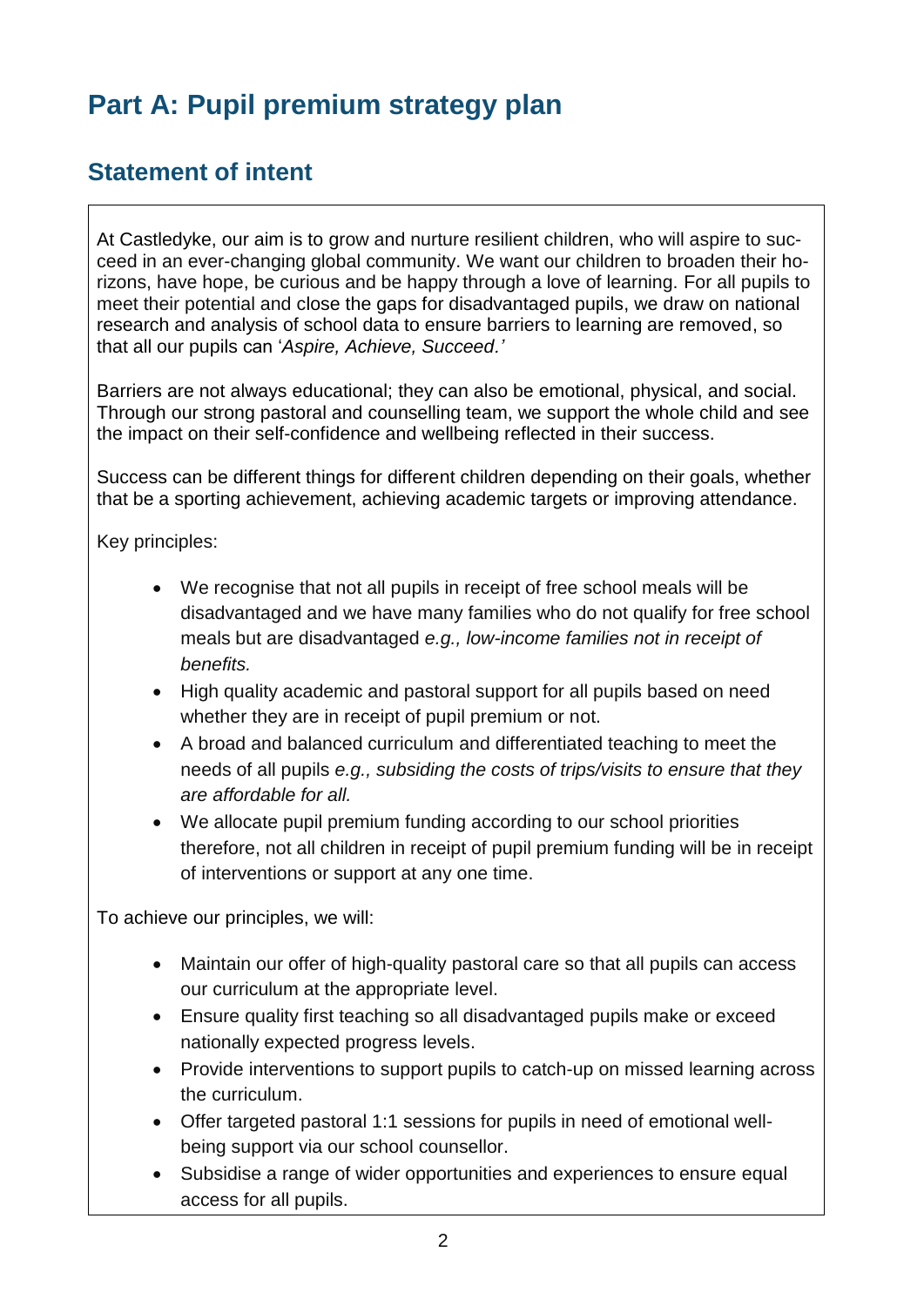# Part A: Pupil premium strategy plan

## Statement of intent

At Castledyke, our aim is to grow and nurture resilient children, who will aspire to succeed in an ever-changing global community. We want our children to broaden their horizons, have hope, be curious and be happy through a love of learning. For all pupils to meet their potential and close the gaps for disadvantaged pupils, we draw on national research and analysis of school data to ensure barriers to learning are removed, so that all our pupils can '*Aspire, Achieve, Succeed*.'

Barriers are not always educational; they can also be emotional, physical, and social. Through our strong pastoral and counselling team, we support the whole child and see the impact on their self-confidence and wellbeing reflected in their success.

Success can be different things for different children depending on their goals, whether that be a sporting achievement, achieving academic targets or improving attendance.

Key principles:

- We recognise that not all pupils in receipt of free school meals will be disadvantaged and we have many families who do not qualify for free school meals but are disadvantaged *e.g., low-income families not in receipt of benefits.*
- High quality academic and pastoral support for all pupils based on need whether they are in receipt of pupil premium or not.
- A broad and balanced curriculum and differentiated teaching to meet the needs of all pupils *e.g., subsiding the costs of trips/visits to ensure that they are affordable for all.*
- We allocate pupil premium funding according to our school priorities therefore, not all children in receipt of pupil premium funding will be in receipt of interventions or support at any one time.

To achieve our principles, we will:

- Maintain our offer of high-quality pastoral care so that all pupils can access our curriculum at the appropriate level.
- Ensure quality first teaching so all disadvantaged pupils make or exceed nationally expected progress levels.
- Provide interventions to support pupils to catch-up on missed learning across the curriculum.
- Offer targeted pastoral 1:1 sessions for pupils in need of emotional well-being support via our school counsellor.
- Subsidise a range of wider opportunities and experiences to ensure equal access for all pupils.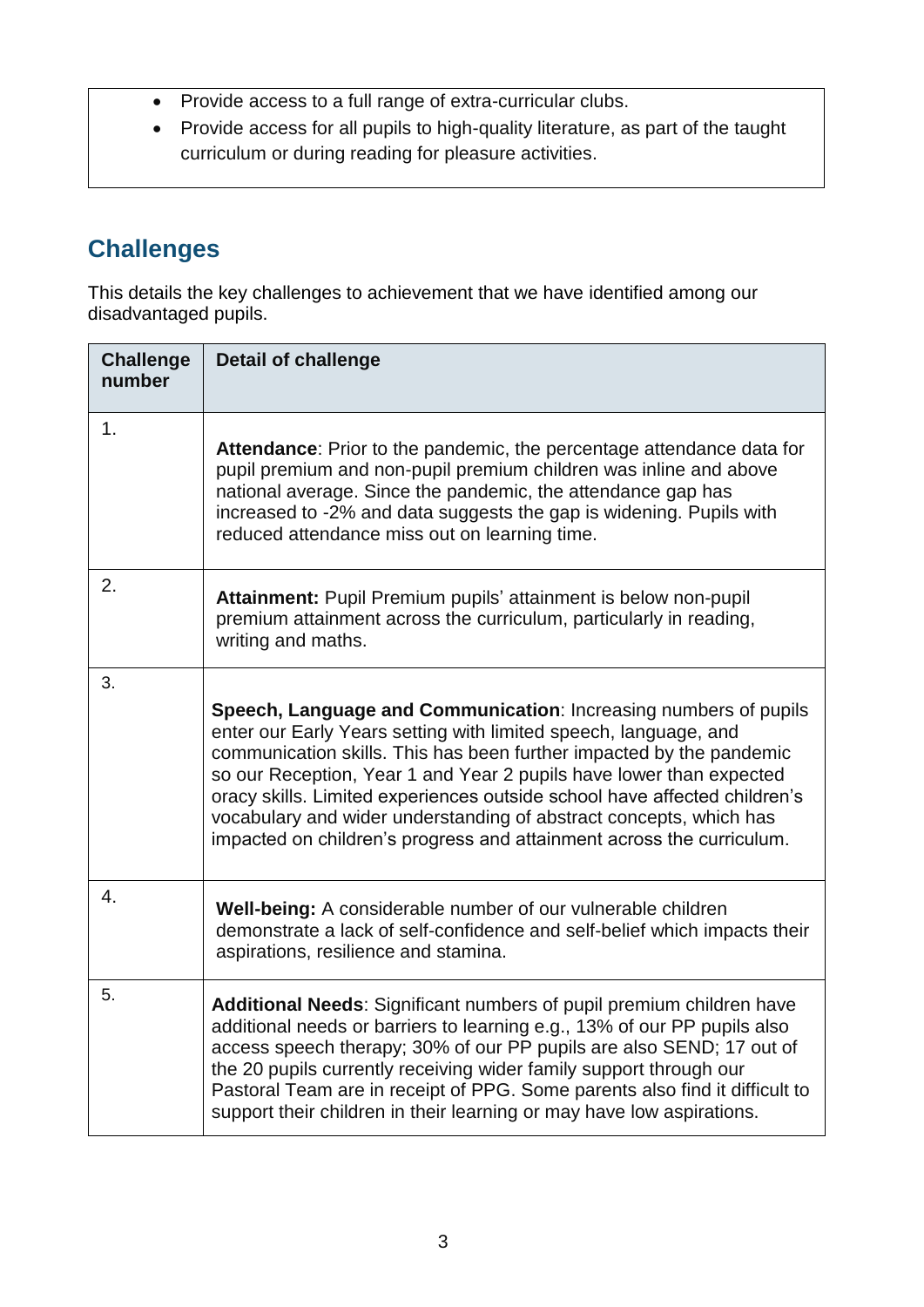- Provide access to a full range of extra-curricular clubs.
- Provide access for all pupils to high-quality literature, as part of the taught curriculum or during reading for pleasure activities.

## Challenges

This details the key challenges to achievement that we have identified among our disadvantaged pupils.

| Challenge number | Detail of challenge |
|---|---|
| 1. | **Attendance**: Prior to the pandemic, the percentage attendance data for pupil premium and non-pupil premium children was inline and above national average. Since the pandemic, the attendance gap has increased to -2% and data suggests the gap is widening. Pupils with reduced attendance miss out on learning time. |
| 2. | **Attainment:** Pupil Premium pupils' attainment is below non-pupil premium attainment across the curriculum, particularly in reading, writing and maths. |
| 3. | **Speech, Language and Communication**: Increasing numbers of pupils enter our Early Years setting with limited speech, language, and communication skills. This has been further impacted by the pandemic so our Reception, Year 1 and Year 2 pupils have lower than expected oracy skills. Limited experiences outside school have affected children's vocabulary and wider understanding of abstract concepts, which has impacted on children's progress and attainment across the curriculum. |
| 4. | **Well-being:** A considerable number of our vulnerable children demonstrate a lack of self-confidence and self-belief which impacts their aspirations, resilience and stamina. |
| 5. | **Additional Needs**: Significant numbers of pupil premium children have additional needs or barriers to learning e.g., 13% of our PP pupils also access speech therapy; 30% of our PP pupils are also SEND; 17 out of the 20 pupils currently receiving wider family support through our Pastoral Team are in receipt of PPG. Some parents also find it difficult to support their children in their learning or may have low aspirations. |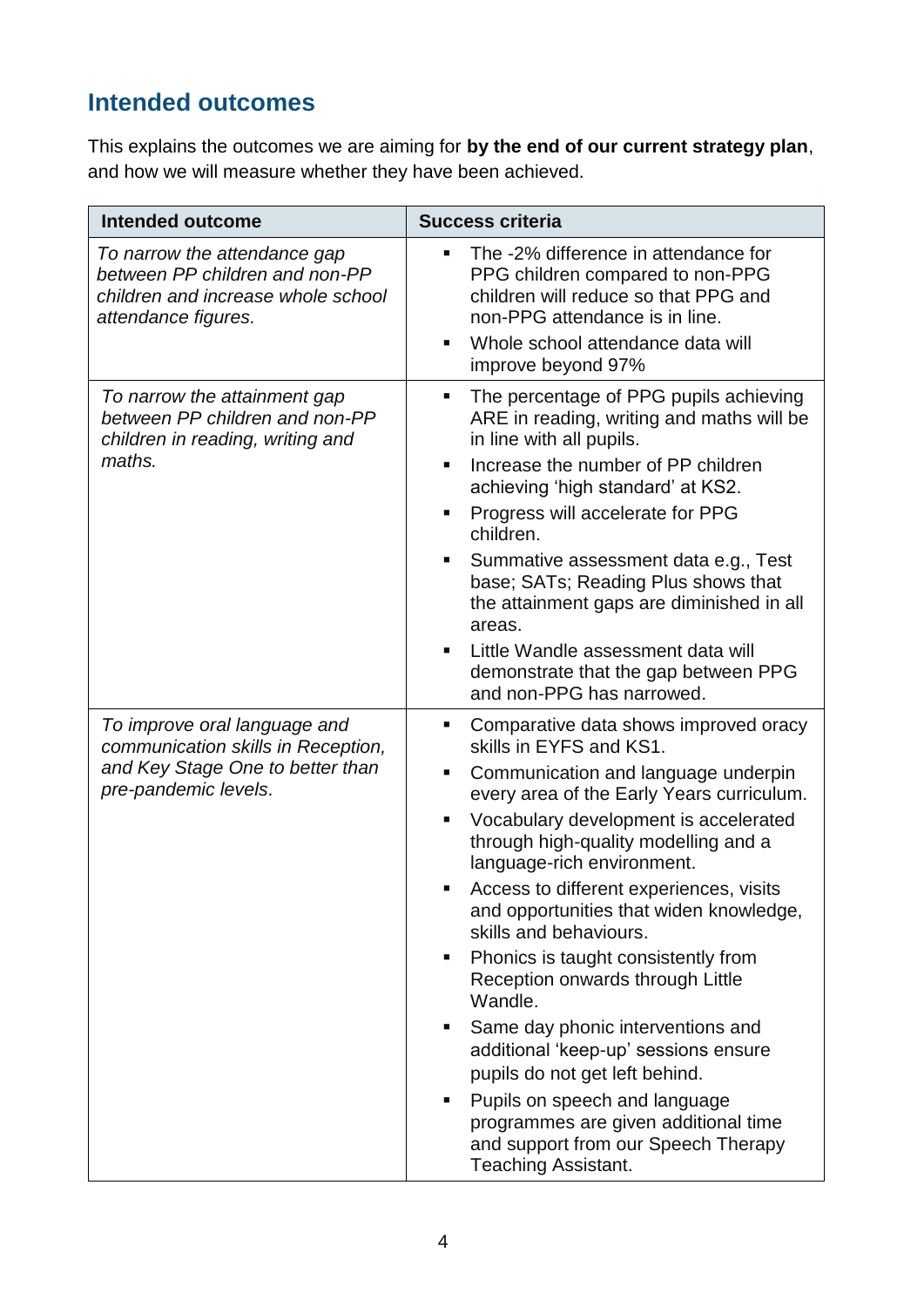## Intended outcomes

This explains the outcomes we are aiming for **by the end of our current strategy plan**, and how we will measure whether they have been achieved.

| Intended outcome | Success criteria |
|---|---|
| *To narrow the attendance gap between PP children and non-PP children and increase whole school attendance figures.* | <ul><li>The -2% difference in attendance for PPG children compared to non-PPG children will reduce so that PPG and non-PPG attendance is in line.</li><li>Whole school attendance data will improve beyond 97%</li></ul> |
| *To narrow the attainment gap between PP children and non-PP children in reading, writing and maths.* | <ul><li>The percentage of PPG pupils achieving ARE in reading, writing and maths will be in line with all pupils.</li><li>Increase the number of PP children achieving 'high standard' at KS2.</li><li>Progress will accelerate for PPG children.</li><li>Summative assessment data e.g., Test base; SATs; Reading Plus shows that the attainment gaps are diminished in all areas.</li><li>Little Wandle assessment data will demonstrate that the gap between PPG and non-PPG has narrowed.</li></ul> |
| *To improve oral language and communication skills in Reception, and Key Stage One to better than pre-pandemic levels.* | <ul><li>Comparative data shows improved oracy skills in EYFS and KS1.</li><li>Communication and language underpin every area of the Early Years curriculum.</li><li>Vocabulary development is accelerated through high-quality modelling and a language-rich environment.</li><li>Access to different experiences, visits and opportunities that widen knowledge, skills and behaviours.</li><li>Phonics is taught consistently from Reception onwards through Little Wandle.</li><li>Same day phonic interventions and additional 'keep-up' sessions ensure pupils do not get left behind.</li><li>Pupils on speech and language programmes are given additional time and support from our Speech Therapy Teaching Assistant.</li></ul> |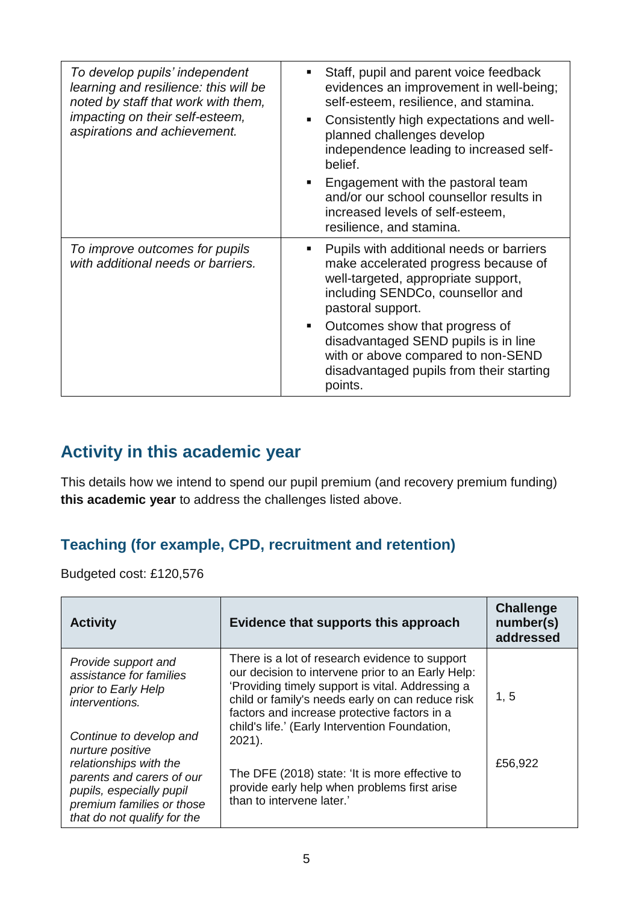| | |
|---|---|
| *To develop pupils' independent learning and resilience: this will be noted by staff that work with them, impacting on their self-esteem, aspirations and achievement.* | ▪ Staff, pupil and parent voice feedback evidences an improvement in well-being; self-esteem, resilience, and stamina.<br>▪ Consistently high expectations and well-planned challenges develop independence leading to increased self-belief.<br>▪ Engagement with the pastoral team and/or our school counsellor results in increased levels of self-esteem, resilience, and stamina. |
| *To improve outcomes for pupils with additional needs or barriers.* | ▪ Pupils with additional needs or barriers make accelerated progress because of well-targeted, appropriate support, including SENDCo, counsellor and pastoral support.<br>▪ Outcomes show that progress of disadvantaged SEND pupils is in line with or above compared to non-SEND disadvantaged pupils from their starting points. |

## Activity in this academic year

This details how we intend to spend our pupil premium (and recovery premium funding) **this academic year** to address the challenges listed above.

### Teaching (for example, CPD, recruitment and retention)

Budgeted cost: £120,576

| Activity | Evidence that supports this approach | Challenge number(s) addressed |
|---|---|---|
| *Provide support and assistance for families prior to Early Help interventions.*<br><br>*Continue to develop and nurture positive relationships with the parents and carers of our pupils, especially pupil premium families or those that do not qualify for the* | There is a lot of research evidence to support our decision to intervene prior to an Early Help: 'Providing timely support is vital. Addressing a child or family's needs early on can reduce risk factors and increase protective factors in a child's life.' (Early Intervention Foundation, 2021).<br><br>The DFE (2018) state: 'It is more effective to provide early help when problems first arise than to intervene later.' | 1, 5<br><br>£56,922 |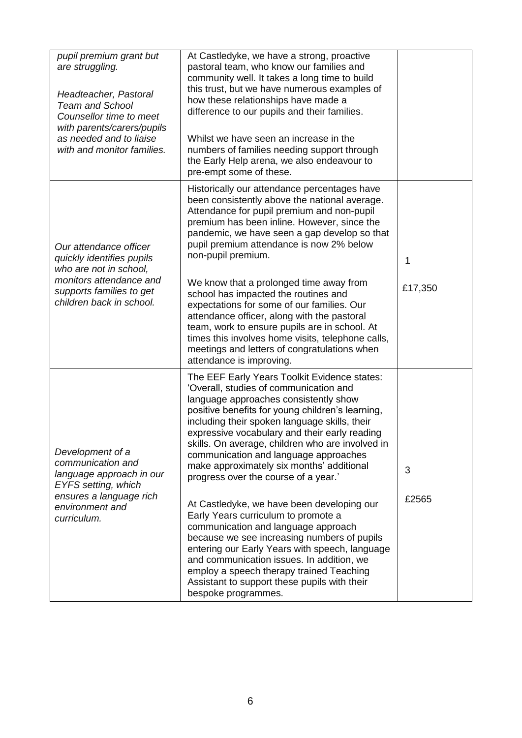| | | |
|---|---|---|
| *pupil premium grant but are struggling.*<br><br>*Headteacher, Pastoral Team and School Counsellor time to meet with parents/carers/pupils as needed and to liaise with and monitor families.* | At Castledyke, we have a strong, proactive pastoral team, who know our families and community well. It takes a long time to build this trust, but we have numerous examples of how these relationships have made a difference to our pupils and their families.<br><br>Whilst we have seen an increase in the numbers of families needing support through the Early Help arena, we also endeavour to pre-empt some of these. | |
| *Our attendance officer quickly identifies pupils who are not in school, monitors attendance and supports families to get children back in school.* | Historically our attendance percentages have been consistently above the national average. Attendance for pupil premium and non-pupil premium has been inline. However, since the pandemic, we have seen a gap develop so that pupil premium attendance is now 2% below non-pupil premium.<br><br>We know that a prolonged time away from school has impacted the routines and expectations for some of our families. Our attendance officer, along with the pastoral team, work to ensure pupils are in school. At times this involves home visits, telephone calls, meetings and letters of congratulations when attendance is improving. | 1<br><br>£17,350 |
| *Development of a communication and language approach in our EYFS setting, which ensures a language rich environment and curriculum.* | The EEF Early Years Toolkit Evidence states: 'Overall, studies of communication and language approaches consistently show positive benefits for young children's learning, including their spoken language skills, their expressive vocabulary and their early reading skills. On average, children who are involved in communication and language approaches make approximately six months' additional progress over the course of a year.'<br><br>At Castledyke, we have been developing our Early Years curriculum to promote a communication and language approach because we see increasing numbers of pupils entering our Early Years with speech, language and communication issues. In addition, we employ a speech therapy trained Teaching Assistant to support these pupils with their bespoke programmes. | 3<br><br>£2565 |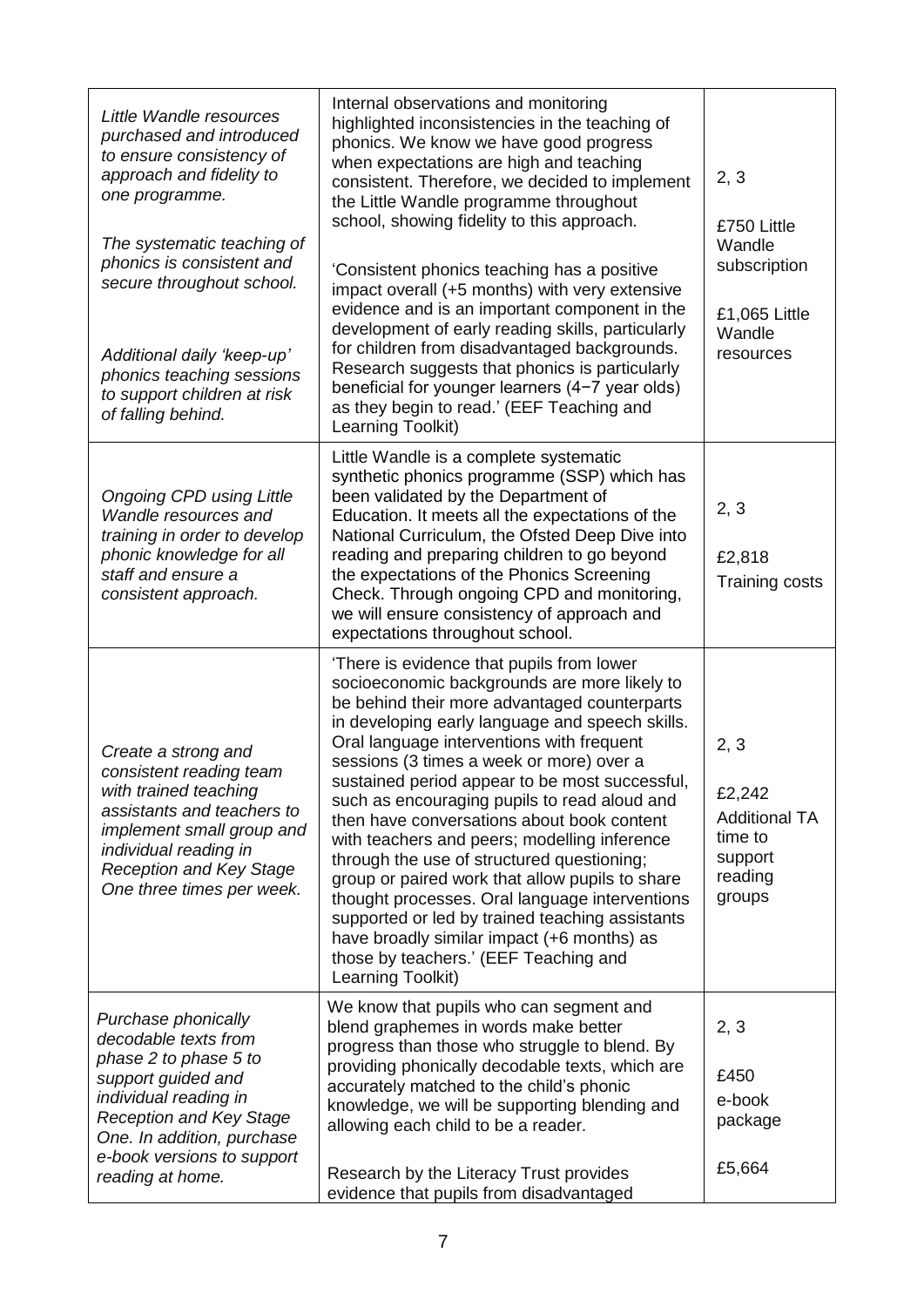| | | |
|---|---|---|
| *Little Wandle resources purchased and introduced to ensure consistency of approach and fidelity to one programme.*<br><br>*The systematic teaching of phonics is consistent and secure throughout school.*<br><br>*Additional daily 'keep-up' phonics teaching sessions to support children at risk of falling behind.* | Internal observations and monitoring highlighted inconsistencies in the teaching of phonics. We know we have good progress when expectations are high and teaching consistent. Therefore, we decided to implement the Little Wandle programme throughout school, showing fidelity to this approach.<br><br>'Consistent phonics teaching has a positive impact overall (+5 months) with very extensive evidence and is an important component in the development of early reading skills, particularly for children from disadvantaged backgrounds. Research suggests that phonics is particularly beneficial for younger learners (4−7 year olds) as they begin to read.' (EEF Teaching and Learning Toolkit) | 2, 3<br><br>£750 Little Wandle subscription<br><br>£1,065 Little Wandle resources |
| *Ongoing CPD using Little Wandle resources and training in order to develop phonic knowledge for all staff and ensure a consistent approach.* | Little Wandle is a complete systematic synthetic phonics programme (SSP) which has been validated by the Department of Education. It meets all the expectations of the National Curriculum, the Ofsted Deep Dive into reading and preparing children to go beyond the expectations of the Phonics Screening Check. Through ongoing CPD and monitoring, we will ensure consistency of approach and expectations throughout school. | 2, 3<br><br>£2,818 Training costs |
| *Create a strong and consistent reading team with trained teaching assistants and teachers to implement small group and individual reading in Reception and Key Stage One three times per week.* | 'There is evidence that pupils from lower socioeconomic backgrounds are more likely to be behind their more advantaged counterparts in developing early language and speech skills. Oral language interventions with frequent sessions (3 times a week or more) over a sustained period appear to be most successful, such as encouraging pupils to read aloud and then have conversations about book content with teachers and peers; modelling inference through the use of structured questioning; group or paired work that allow pupils to share thought processes. Oral language interventions supported or led by trained teaching assistants have broadly similar impact (+6 months) as those by teachers.' (EEF Teaching and Learning Toolkit) | 2, 3<br><br>£2,242<br>Additional TA time to support reading groups |
| *Purchase phonically decodable texts from phase 2 to phase 5 to support guided and individual reading in Reception and Key Stage One. In addition, purchase e-book versions to support reading at home.* | We know that pupils who can segment and blend graphemes in words make better progress than those who struggle to blend. By providing phonically decodable texts, which are accurately matched to the child's phonic knowledge, we will be supporting blending and allowing each child to be a reader.<br><br>Research by the Literacy Trust provides evidence that pupils from disadvantaged | 2, 3<br><br>£450<br>e-book package<br><br>£5,664 |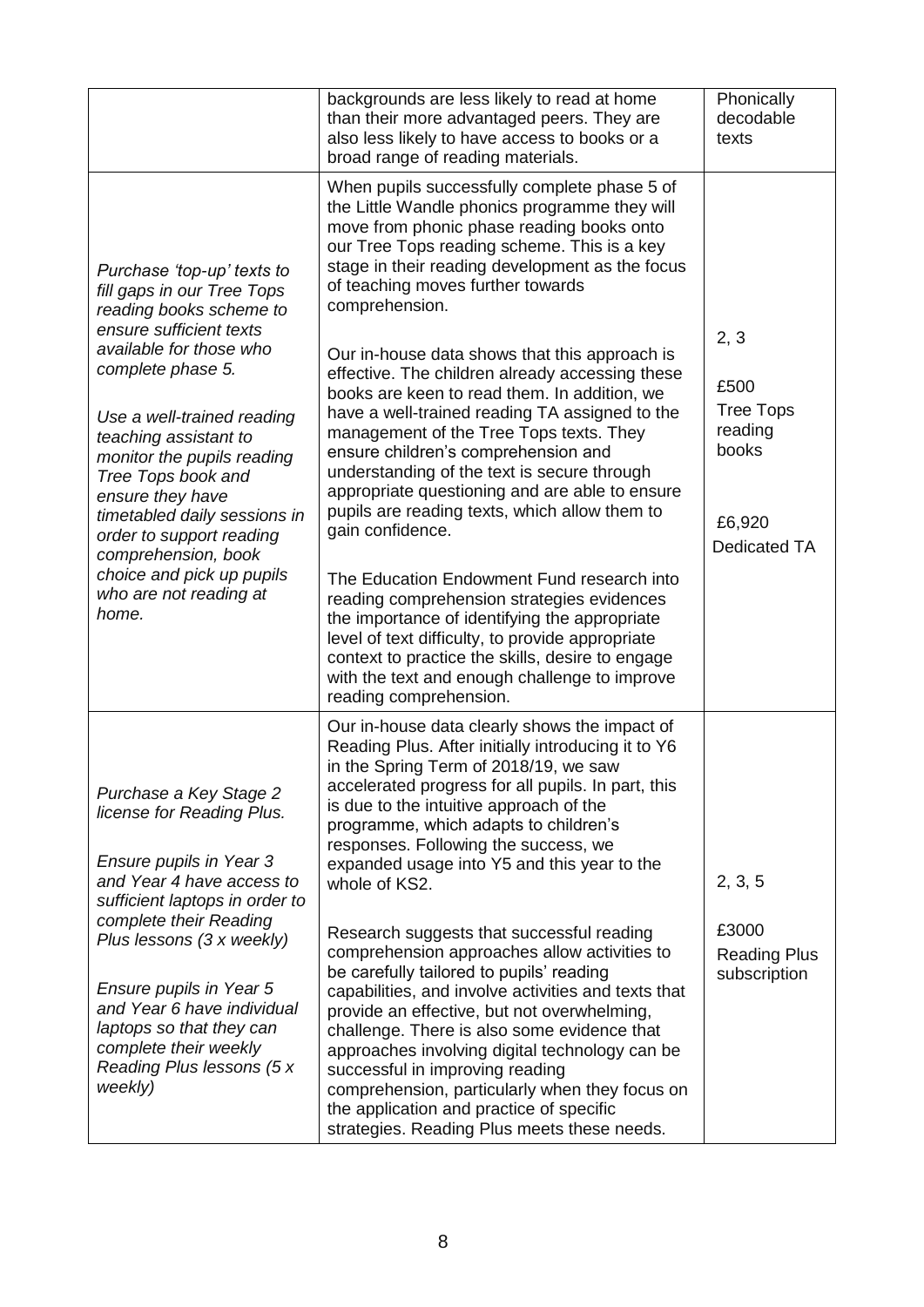| | | |
|---|---|---|
| | backgrounds are less likely to read at home than their more advantaged peers. They are also less likely to have access to books or a broad range of reading materials. | Phonically decodable texts |
| *Purchase 'top-up' texts to fill gaps in our Tree Tops reading books scheme to ensure sufficient texts available for those who complete phase 5.*<br><br>*Use a well-trained reading teaching assistant to monitor the pupils reading Tree Tops book and ensure they have timetabled daily sessions in order to support reading comprehension, book choice and pick up pupils who are not reading at home.* | When pupils successfully complete phase 5 of the Little Wandle phonics programme they will move from phonic phase reading books onto our Tree Tops reading scheme. This is a key stage in their reading development as the focus of teaching moves further towards comprehension.<br><br>Our in-house data shows that this approach is effective. The children already accessing these books are keen to read them. In addition, we have a well-trained reading TA assigned to the management of the Tree Tops texts. They ensure children's comprehension and understanding of the text is secure through appropriate questioning and are able to ensure pupils are reading texts, which allow them to gain confidence.<br><br>The Education Endowment Fund research into reading comprehension strategies evidences the importance of identifying the appropriate level of text difficulty, to provide appropriate context to practice the skills, desire to engage with the text and enough challenge to improve reading comprehension. | 2, 3<br><br>£500<br>Tree Tops reading books<br><br>£6,920<br>Dedicated TA |
| *Purchase a Key Stage 2 license for Reading Plus.*<br><br>*Ensure pupils in Year 3 and Year 4 have access to sufficient laptops in order to complete their Reading Plus lessons (3 x weekly)*<br><br>*Ensure pupils in Year 5 and Year 6 have individual laptops so that they can complete their weekly Reading Plus lessons (5 x weekly)* | Our in-house data clearly shows the impact of Reading Plus. After initially introducing it to Y6 in the Spring Term of 2018/19, we saw accelerated progress for all pupils. In part, this is due to the intuitive approach of the programme, which adapts to children's responses. Following the success, we expanded usage into Y5 and this year to the whole of KS2.<br><br>Research suggests that successful reading comprehension approaches allow activities to be carefully tailored to pupils' reading capabilities, and involve activities and texts that provide an effective, but not overwhelming, challenge. There is also some evidence that approaches involving digital technology can be successful in improving reading comprehension, particularly when they focus on the application and practice of specific strategies. Reading Plus meets these needs. | 2, 3, 5<br><br>£3000<br>Reading Plus subscription |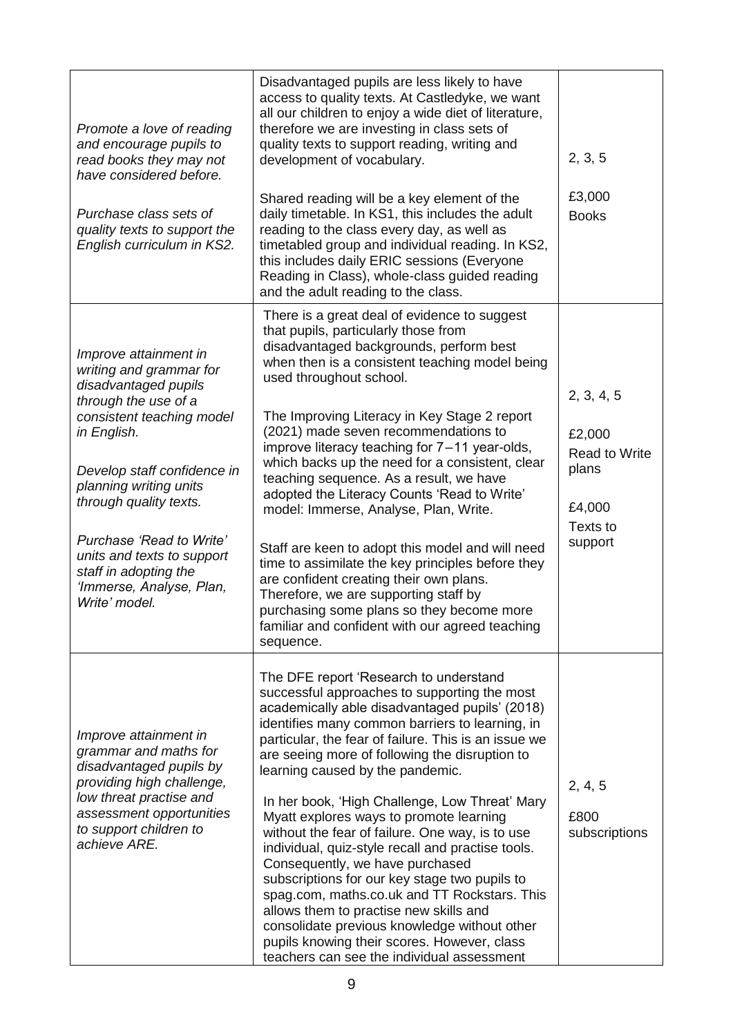| | | |
|---|---|---|
| *Promote a love of reading and encourage pupils to read books they may not have considered before.*<br><br>*Purchase class sets of quality texts to support the English curriculum in KS2.* | Disadvantaged pupils are less likely to have access to quality texts. At Castledyke, we want all our children to enjoy a wide diet of literature, therefore we are investing in class sets of quality texts to support reading, writing and development of vocabulary.<br><br>Shared reading will be a key element of the daily timetable. In KS1, this includes the adult reading to the class every day, as well as timetabled group and individual reading. In KS2, this includes daily ERIC sessions (Everyone Reading in Class), whole-class guided reading and the adult reading to the class. | 2, 3, 5<br><br>£3,000<br>Books |
| *Improve attainment in writing and grammar for disadvantaged pupils through the use of a consistent teaching model in English.*<br><br>*Develop staff confidence in planning writing units through quality texts.*<br><br>*Purchase 'Read to Write' units and texts to support staff in adopting the 'Immerse, Analyse, Plan, Write' model.* | There is a great deal of evidence to suggest that pupils, particularly those from disadvantaged backgrounds, perform best when then is a consistent teaching model being used throughout school.<br><br>The Improving Literacy in Key Stage 2 report (2021) made seven recommendations to improve literacy teaching for 7 – 11 year-olds, which backs up the need for a consistent, clear teaching sequence. As a result, we have adopted the Literacy Counts 'Read to Write' model: Immerse, Analyse, Plan, Write.<br><br>Staff are keen to adopt this model and will need time to assimilate the key principles before they are confident creating their own plans. Therefore, we are supporting staff by purchasing some plans so they become more familiar and confident with our agreed teaching sequence. | 2, 3, 4, 5<br><br>£2,000<br>Read to Write plans<br><br>£4,000<br>Texts to support |
| *Improve attainment in grammar and maths for disadvantaged pupils by providing high challenge, low threat practise and assessment opportunities to support children to achieve ARE.* | The DFE report 'Research to understand successful approaches to supporting the most academically able disadvantaged pupils' (2018) identifies many common barriers to learning, in particular, the fear of failure. This is an issue we are seeing more of following the disruption to learning caused by the pandemic.<br><br>In her book, 'High Challenge, Low Threat' Mary Myatt explores ways to promote learning without the fear of failure. One way, is to use individual, quiz-style recall and practise tools. Consequently, we have purchased subscriptions for our key stage two pupils to spag.com, maths.co.uk and TT Rockstars. This allows them to practise new skills and consolidate previous knowledge without other pupils knowing their scores. However, class teachers can see the individual assessment | 2, 4, 5<br><br>£800<br>subscriptions |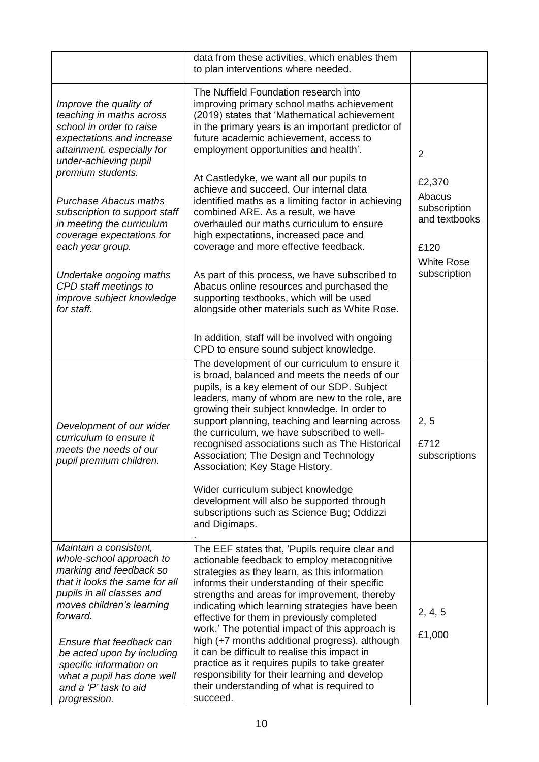| | | |
|---|---|---|
| | data from these activities, which enables them to plan interventions where needed. | |
| *Improve the quality of teaching in maths across school in order to raise expectations and increase attainment, especially for under-achieving pupil premium students.*<br><br>*Purchase Abacus maths subscription to support staff in meeting the curriculum coverage expectations for each year group.*<br><br>*Undertake ongoing maths CPD staff meetings to improve subject knowledge for staff.* | The Nuffield Foundation research into improving primary school maths achievement (2019) states that 'Mathematical achievement in the primary years is an important predictor of future academic achievement, access to employment opportunities and health'.<br><br>At Castledyke, we want all our pupils to achieve and succeed. Our internal data identified maths as a limiting factor in achieving combined ARE. As a result, we have overhauled our maths curriculum to ensure high expectations, increased pace and coverage and more effective feedback.<br><br>As part of this process, we have subscribed to Abacus online resources and purchased the supporting textbooks, which will be used alongside other materials such as White Rose.<br><br>In addition, staff will be involved with ongoing CPD to ensure sound subject knowledge. | 2<br><br>£2,370 Abacus subscription and textbooks<br><br>£120 White Rose subscription |
| *Development of our wider curriculum to ensure it meets the needs of our pupil premium children.* | The development of our curriculum to ensure it is broad, balanced and meets the needs of our pupils, is a key element of our SDP. Subject leaders, many of whom are new to the role, are growing their subject knowledge. In order to support planning, teaching and learning across the curriculum, we have subscribed to well-recognised associations such as The Historical Association; The Design and Technology Association; Key Stage History.<br><br>Wider curriculum subject knowledge development will also be supported through subscriptions such as Science Bug; Oddizzi and Digimaps.<br>. | 2, 5<br><br>£712 subscriptions |
| *Maintain a consistent, whole-school approach to marking and feedback so that it looks the same for all pupils in all classes and moves children's learning forward.*<br><br>*Ensure that feedback can be acted upon by including specific information on what a pupil has done well and a 'P' task to aid progression.* | The EEF states that, 'Pupils require clear and actionable feedback to employ metacognitive strategies as they learn, as this information informs their understanding of their specific strengths and areas for improvement, thereby indicating which learning strategies have been effective for them in previously completed work.' The potential impact of this approach is high (+7 months additional progress), although it can be difficult to realise this impact in practice as it requires pupils to take greater responsibility for their learning and develop their understanding of what is required to succeed. | 2, 4, 5<br><br>£1,000 |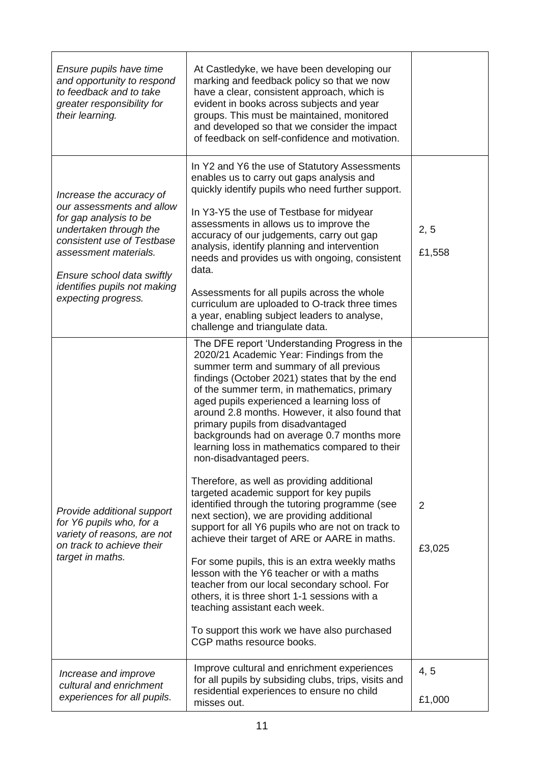| | | |
|---|---|---|
| *Ensure pupils have time and opportunity to respond to feedback and to take greater responsibility for their learning.* | At Castledyke, we have been developing our marking and feedback policy so that we now have a clear, consistent approach, which is evident in books across subjects and year groups. This must be maintained, monitored and developed so that we consider the impact of feedback on self-confidence and motivation. | |
| *Increase the accuracy of our assessments and allow for gap analysis to be undertaken through the consistent use of Testbase assessment materials.*<br><br>*Ensure school data swiftly identifies pupils not making expecting progress.* | In Y2 and Y6 the use of Statutory Assessments enables us to carry out gaps analysis and quickly identify pupils who need further support.<br><br>In Y3-Y5 the use of Testbase for midyear assessments in allows us to improve the accuracy of our judgements, carry out gap analysis, identify planning and intervention needs and provides us with ongoing, consistent data.<br><br>Assessments for all pupils across the whole curriculum are uploaded to O-track three times a year, enabling subject leaders to analyse, challenge and triangulate data. | 2, 5<br><br>£1,558 |
| *Provide additional support for Y6 pupils who, for a variety of reasons, are not on track to achieve their target in maths.* | The DFE report 'Understanding Progress in the 2020/21 Academic Year: Findings from the summer term and summary of all previous findings (October 2021) states that by the end of the summer term, in mathematics, primary aged pupils experienced a learning loss of around 2.8 months. However, it also found that primary pupils from disadvantaged backgrounds had on average 0.7 months more learning loss in mathematics compared to their non-disadvantaged peers.<br><br>Therefore, as well as providing additional targeted academic support for key pupils identified through the tutoring programme (see next section), we are providing additional support for all Y6 pupils who are not on track to achieve their target of ARE or AARE in maths.<br><br>For some pupils, this is an extra weekly maths lesson with the Y6 teacher or with a maths teacher from our local secondary school. For others, it is three short 1-1 sessions with a teaching assistant each week.<br><br>To support this work we have also purchased CGP maths resource books. | 2<br><br>£3,025 |
| *Increase and improve cultural and enrichment experiences for all pupils.* | Improve cultural and enrichment experiences for all pupils by subsiding clubs, trips, visits and residential experiences to ensure no child misses out. | 4, 5<br><br>£1,000 |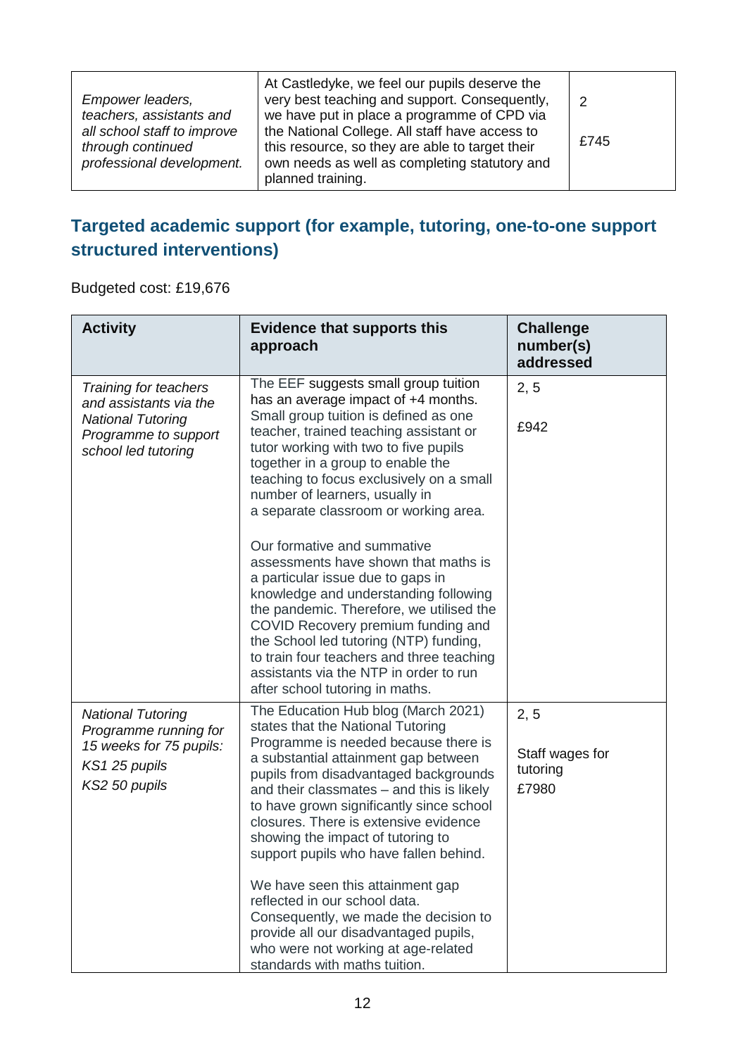| | | |
|---|---|---|
| *Empower leaders, teachers, assistants and all school staff to improve through continued professional development.* | At Castledyke, we feel our pupils deserve the very best teaching and support. Consequently, we have put in place a programme of CPD via the National College. All staff have access to this resource, so they are able to target their own needs as well as completing statutory and planned training. | 2<br><br>£745 |

## Targeted academic support (for example, tutoring, one-to-one support structured interventions)

Budgeted cost: £19,676

| Activity | Evidence that supports this approach | Challenge number(s) addressed |
|---|---|---|
| *Training for teachers and assistants via the National Tutoring Programme to support school led tutoring* | The EEF suggests small group tuition has an average impact of +4 months. Small group tuition is defined as one teacher, trained teaching assistant or tutor working with two to five pupils together in a group to enable the teaching to focus exclusively on a small number of learners, usually in a separate classroom or working area.<br><br>Our formative and summative assessments have shown that maths is a particular issue due to gaps in knowledge and understanding following the pandemic. Therefore, we utilised the COVID Recovery premium funding and the School led tutoring (NTP) funding, to train four teachers and three teaching assistants via the NTP in order to run after school tutoring in maths. | 2, 5<br><br>£942 |
| *National Tutoring Programme running for 15 weeks for 75 pupils:*<br>*KS1 25 pupils*<br>*KS2 50 pupils* | The Education Hub blog (March 2021) states that the National Tutoring Programme is needed because there is a substantial attainment gap between pupils from disadvantaged backgrounds and their classmates – and this is likely to have grown significantly since school closures. There is extensive evidence showing the impact of tutoring to support pupils who have fallen behind.<br><br>We have seen this attainment gap reflected in our school data. Consequently, we made the decision to provide all our disadvantaged pupils, who were not working at age-related standards with maths tuition. | 2, 5<br><br>Staff wages for tutoring<br>£7980 |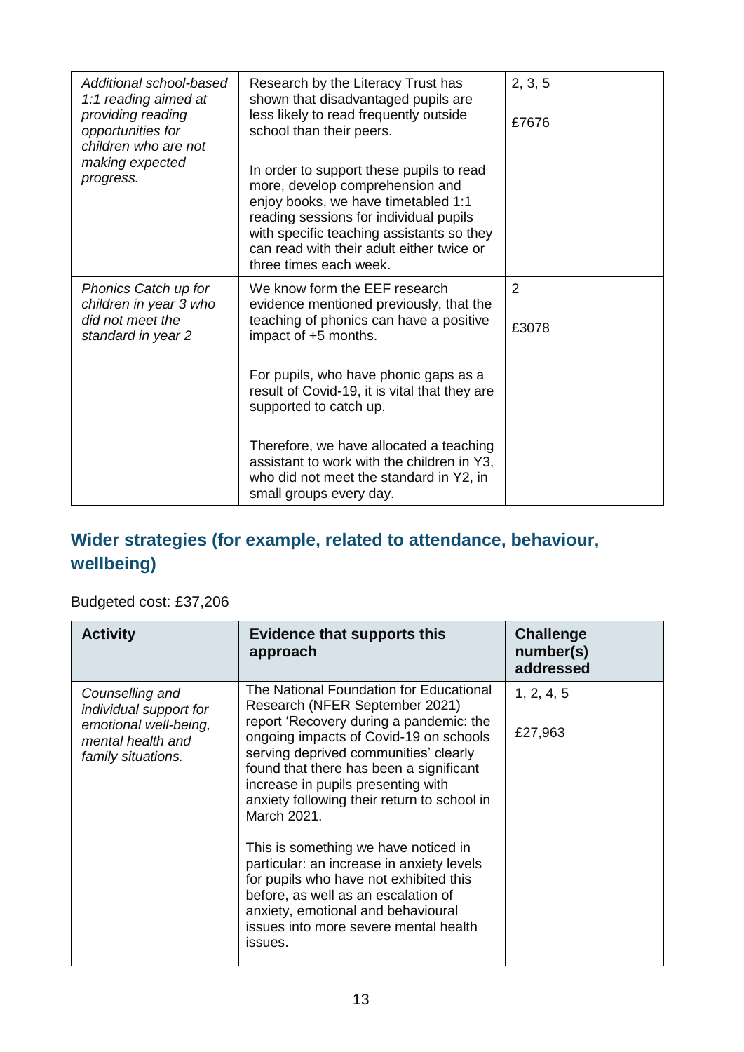| | | |
|---|---|---|
| *Additional school-based 1:1 reading aimed at providing reading opportunities for children who are not making expected progress.* | Research by the Literacy Trust has shown that disadvantaged pupils are less likely to read frequently outside school than their peers.<br><br>In order to support these pupils to read more, develop comprehension and enjoy books, we have timetabled 1:1 reading sessions for individual pupils with specific teaching assistants so they can read with their adult either twice or three times each week. | 2, 3, 5<br><br>£7676 |
| *Phonics Catch up for children in year 3 who did not meet the standard in year 2* | We know form the EEF research evidence mentioned previously, that the teaching of phonics can have a positive impact of +5 months.<br><br>For pupils, who have phonic gaps as a result of Covid-19, it is vital that they are supported to catch up.<br><br>Therefore, we have allocated a teaching assistant to work with the children in Y3, who did not meet the standard in Y2, in small groups every day. | 2<br><br>£3078 |

## Wider strategies (for example, related to attendance, behaviour, wellbeing)

Budgeted cost: £37,206

| Activity | Evidence that supports this approach | Challenge number(s) addressed |
|---|---|---|
| *Counselling and individual support for emotional well-being, mental health and family situations.* | The National Foundation for Educational Research (NFER September 2021) report 'Recovery during a pandemic: the ongoing impacts of Covid-19 on schools serving deprived communities' clearly found that there has been a significant increase in pupils presenting with anxiety following their return to school in March 2021.<br><br>This is something we have noticed in particular: an increase in anxiety levels for pupils who have not exhibited this before, as well as an escalation of anxiety, emotional and behavioural issues into more severe mental health issues. | 1, 2, 4, 5<br><br>£27,963 |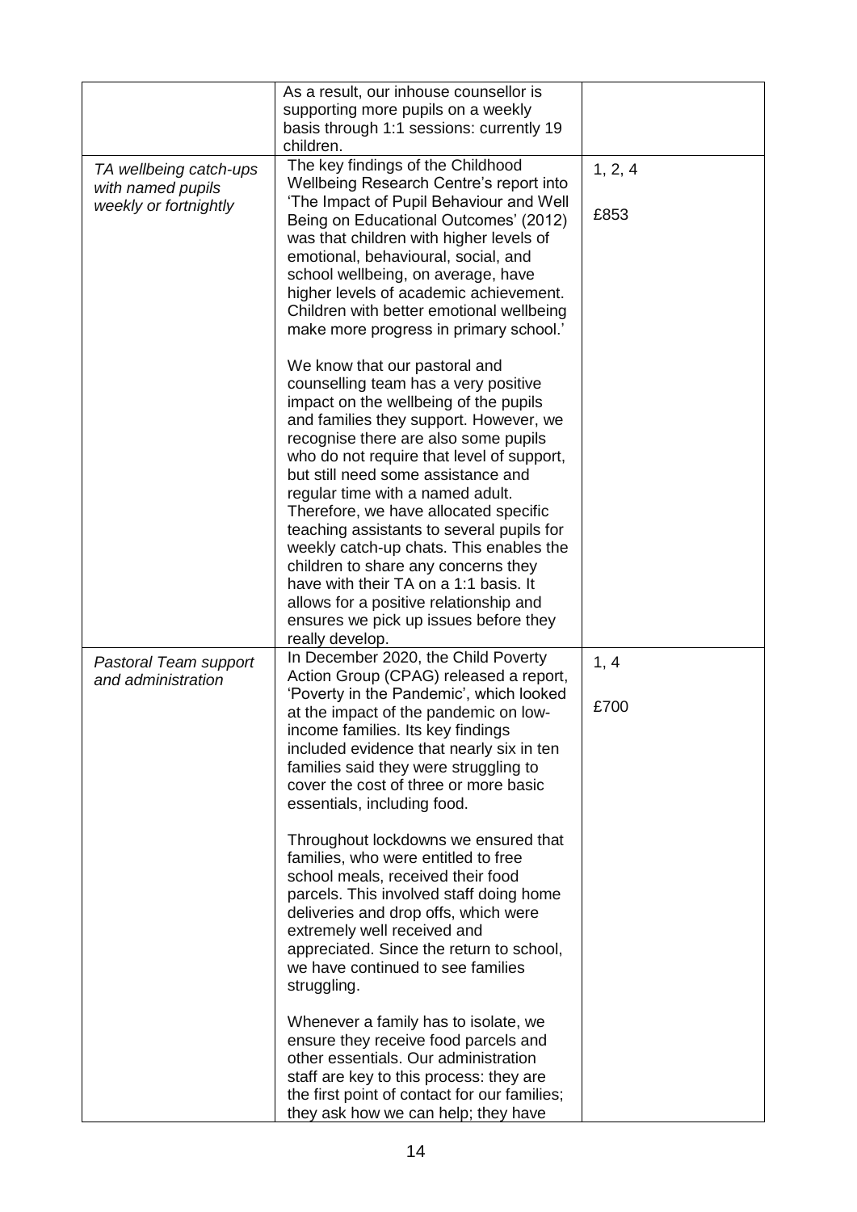| | | |
|---|---|---|
| | As a result, our inhouse counsellor is supporting more pupils on a weekly basis through 1:1 sessions: currently 19 children. | |
| *TA wellbeing catch-ups with named pupils weekly or fortnightly* | The key findings of the Childhood Wellbeing Research Centre's report into 'The Impact of Pupil Behaviour and Well Being on Educational Outcomes' (2012) was that children with higher levels of emotional, behavioural, social, and school wellbeing, on average, have higher levels of academic achievement. Children with better emotional wellbeing make more progress in primary school.'<br><br>We know that our pastoral and counselling team has a very positive impact on the wellbeing of the pupils and families they support. However, we recognise there are also some pupils who do not require that level of support, but still need some assistance and regular time with a named adult. Therefore, we have allocated specific teaching assistants to several pupils for weekly catch-up chats. This enables the children to share any concerns they have with their TA on a 1:1 basis. It allows for a positive relationship and ensures we pick up issues before they really develop. | 1, 2, 4<br><br>£853 |
| *Pastoral Team support and administration* | In December 2020, the Child Poverty Action Group (CPAG) released a report, 'Poverty in the Pandemic', which looked at the impact of the pandemic on low-income families. Its key findings included evidence that nearly six in ten families said they were struggling to cover the cost of three or more basic essentials, including food.<br><br>Throughout lockdowns we ensured that families, who were entitled to free school meals, received their food parcels. This involved staff doing home deliveries and drop offs, which were extremely well received and appreciated. Since the return to school, we have continued to see families struggling.<br><br>Whenever a family has to isolate, we ensure they receive food parcels and other essentials. Our administration staff are key to this process: they are the first point of contact for our families; they ask how we can help; they have | 1, 4<br><br>£700 |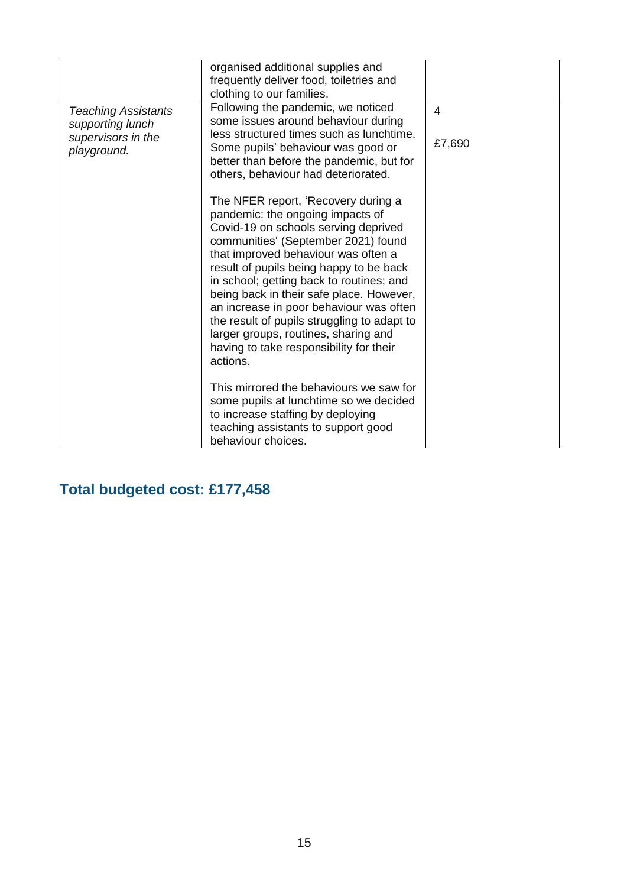| | | |
|---|---|---|
| | organised additional supplies and frequently deliver food, toiletries and clothing to our families. | |
| *Teaching Assistants supporting lunch supervisors in the playground.* | Following the pandemic, we noticed some issues around behaviour during less structured times such as lunchtime. Some pupils' behaviour was good or better than before the pandemic, but for others, behaviour had deteriorated.<br><br>The NFER report, 'Recovery during a pandemic: the ongoing impacts of Covid-19 on schools serving deprived communities' (September 2021) found that improved behaviour was often a result of pupils being happy to be back in school; getting back to routines; and being back in their safe place. However, an increase in poor behaviour was often the result of pupils struggling to adapt to larger groups, routines, sharing and having to take responsibility for their actions.<br><br>This mirrored the behaviours we saw for some pupils at lunchtime so we decided to increase staffing by deploying teaching assistants to support good behaviour choices. | 4<br><br>£7,690 |

## Total budgeted cost: £177,458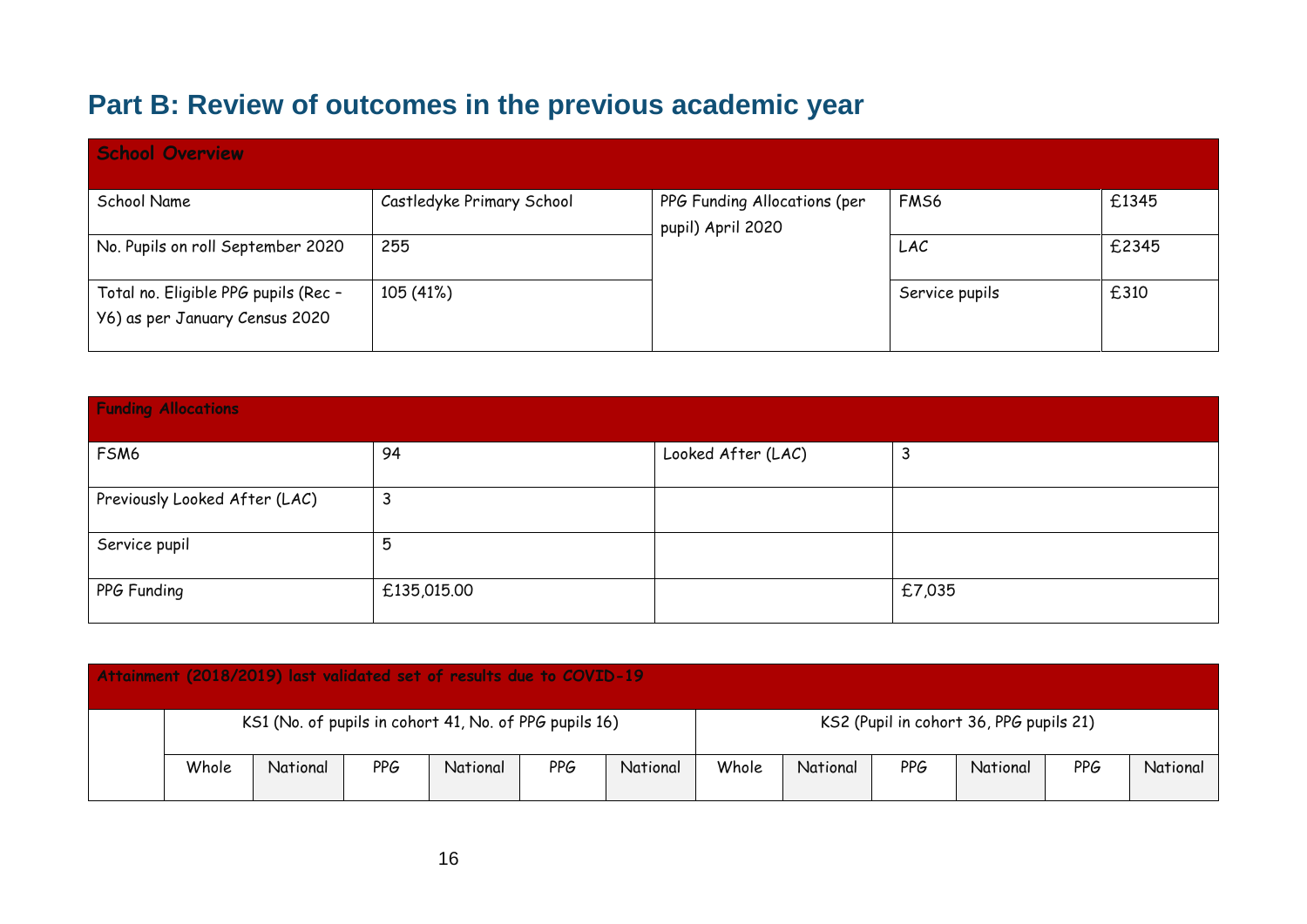## Part B: Review of outcomes in the previous academic year

| School Overview | | | | |
|---|---|---|---|---|
| School Name | Castledyke Primary School | PPG Funding Allocations (per pupil) April 2020 | FMS6 | £1345 |
| No. Pupils on roll September 2020 | 255 | | LAC | £2345 |
| Total no. Eligible PPG pupils (Rec – Y6) as per January Census 2020 | 105 (41%) | | Service pupils | £310 |

| Funding Allocations | | | |
|---|---|---|---|
| FSM6 | 94 | Looked After (LAC) | 3 |
| Previously Looked After (LAC) | 3 | | |
| Service pupil | 5 | | |
| PPG Funding | £135,015.00 | | £7,035 |

| Attainment (2018/2019) last validated set of results due to COVID-19 | | | | | | | | | | | | |
|---|---|---|---|---|---|---|---|---|---|---|---|---|
| | KS1 (No. of pupils in cohort 41, No. of PPG pupils 16) | | | | | | KS2 (Pupil in cohort 36, PPG pupils 21) | | | | | |
| | Whole | National | PPG | National | PPG | National | Whole | National | PPG | National | PPG | National |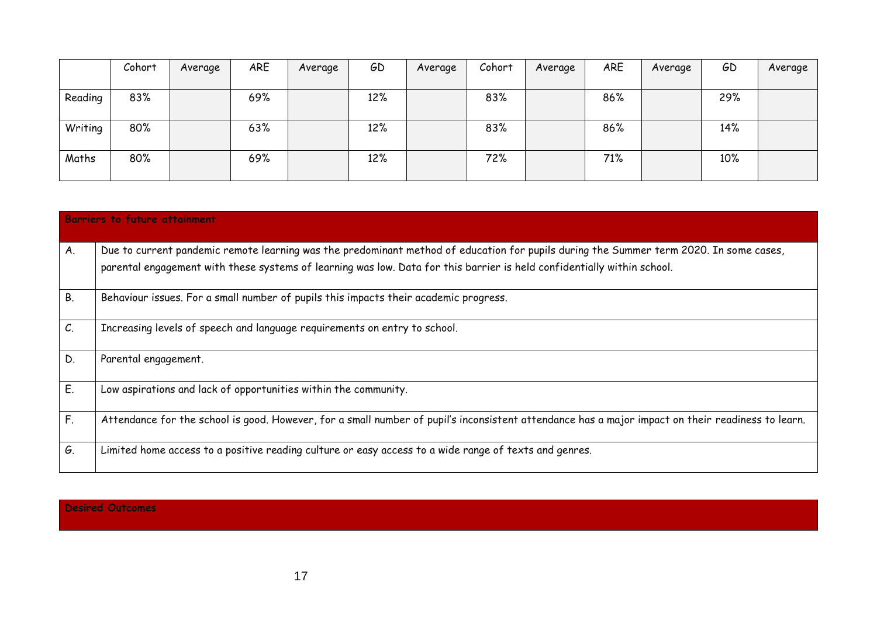| | Cohort | Average | ARE | Average | GD | Average | Cohort | Average | ARE | Average | GD | Average |
|---|---|---|---|---|---|---|---|---|---|---|---|---|
| Reading | 83% | | 69% | | 12% | | 83% | | 86% | | 29% | |
| Writing | 80% | | 63% | | 12% | | 83% | | 86% | | 14% | |
| Maths | 80% | | 69% | | 12% | | 72% | | 71% | | 10% | |

| **Barriers to future attainment** | |
|---|---|
| A. | Due to current pandemic remote learning was the predominant method of education for pupils during the Summer term 2020. In some cases, parental engagement with these systems of learning was low. Data for this barrier is held confidentially within school. |
| B. | Behaviour issues. For a small number of pupils this impacts their academic progress. |
| C. | Increasing levels of speech and language requirements on entry to school. |
| D. | Parental engagement. |
| E. | Low aspirations and lack of opportunities within the community. |
| F. | Attendance for the school is good. However, for a small number of pupil's inconsistent attendance has a major impact on their readiness to learn. |
| G. | Limited home access to a positive reading culture or easy access to a wide range of texts and genres. |

| **Desired Outcomes** |
|---|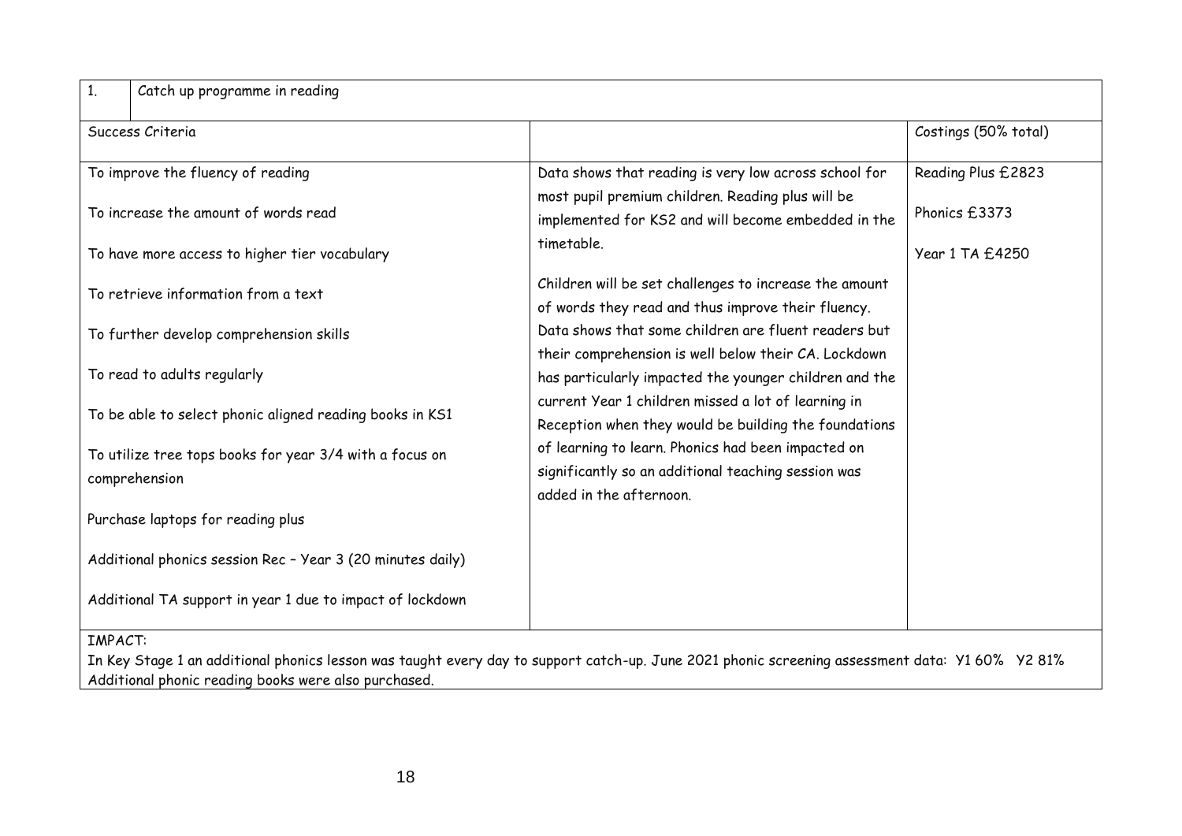| 1. | Catch up programme in reading | | |
|---|---|---|---|
| Success Criteria | | | Costings (50% total) |
| To improve the fluency of reading<br><br>To increase the amount of words read<br><br>To have more access to higher tier vocabulary<br><br>To retrieve information from a text<br><br>To further develop comprehension skills<br><br>To read to adults regularly<br><br>To be able to select phonic aligned reading books in KS1<br><br>To utilize tree tops books for year 3/4 with a focus on comprehension<br><br>Purchase laptops for reading plus<br><br>Additional phonics session Rec – Year 3 (20 minutes daily)<br><br>Additional TA support in year 1 due to impact of lockdown | | Data shows that reading is very low across school for most pupil premium children. Reading plus will be implemented for KS2 and will become embedded in the timetable.<br><br>Children will be set challenges to increase the amount of words they read and thus improve their fluency. Data shows that some children are fluent readers but their comprehension is well below their CA. Lockdown has particularly impacted the younger children and the current Year 1 children missed a lot of learning in Reception when they would be building the foundations of learning to learn. Phonics had been impacted on significantly so an additional teaching session was added in the afternoon. | Reading Plus £2823<br><br>Phonics £3373<br><br>Year 1 TA £4250 |
| IMPACT:<br>In Key Stage 1 an additional phonics lesson was taught every day to support catch-up. June 2021 phonic screening assessment data: Y1 60% Y2 81%<br>Additional phonic reading books were also purchased. | | | |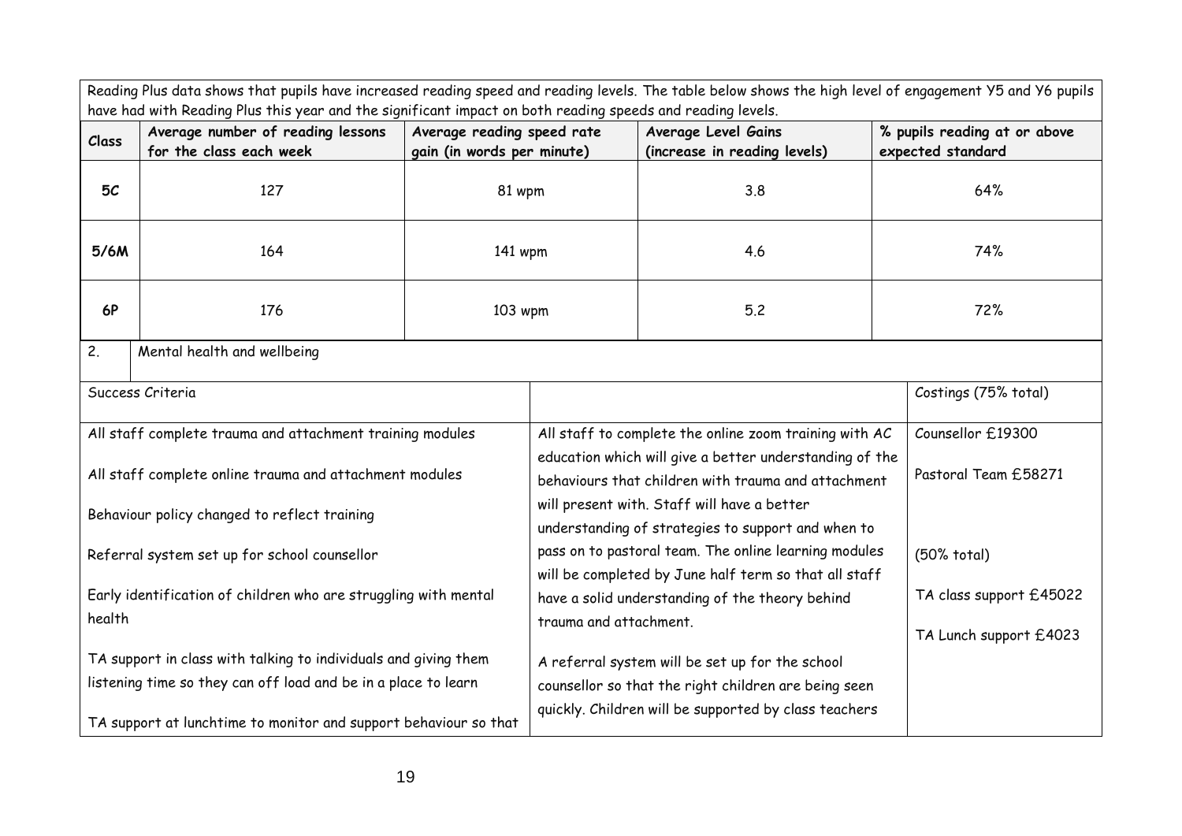Reading Plus data shows that pupils have increased reading speed and reading levels. The table below shows the high level of engagement Y5 and Y6 pupils have had with Reading Plus this year and the significant impact on both reading speeds and reading levels.

| Class | Average number of reading lessons for the class each week | Average reading speed rate gain (in words per minute) | Average Level Gains (increase in reading levels) | % pupils reading at or above expected standard |
|---|---|---|---|---|
| 5C | 127 | 81 wpm | 3.8 | 64% |
| 5/6M | 164 | 141 wpm | 4.6 | 74% |
| 6P | 176 | 103 wpm | 5.2 | 72% |

| 2. | Mental health and wellbeing |
|---|---|

| Success Criteria | | Costings (75% total) |
|---|---|---|
| All staff complete trauma and attachment training modules<br><br>All staff complete online trauma and attachment modules<br><br>Behaviour policy changed to reflect training<br><br>Referral system set up for school counsellor<br><br>Early identification of children who are struggling with mental health<br><br>TA support in class with talking to individuals and giving them listening time so they can off load and be in a place to learn<br><br>TA support at lunchtime to monitor and support behaviour so that | All staff to complete the online zoom training with AC education which will give a better understanding of the behaviours that children with trauma and attachment will present with. Staff will have a better understanding of strategies to support and when to pass on to pastoral team. The online learning modules will be completed by June half term so that all staff have a solid understanding of the theory behind trauma and attachment.<br><br>A referral system will be set up for the school counsellor so that the right children are being seen quickly. Children will be supported by class teachers | Counsellor £19300<br><br>Pastoral Team £58271<br><br>(50% total)<br><br>TA class support £45022<br><br>TA Lunch support £4023 |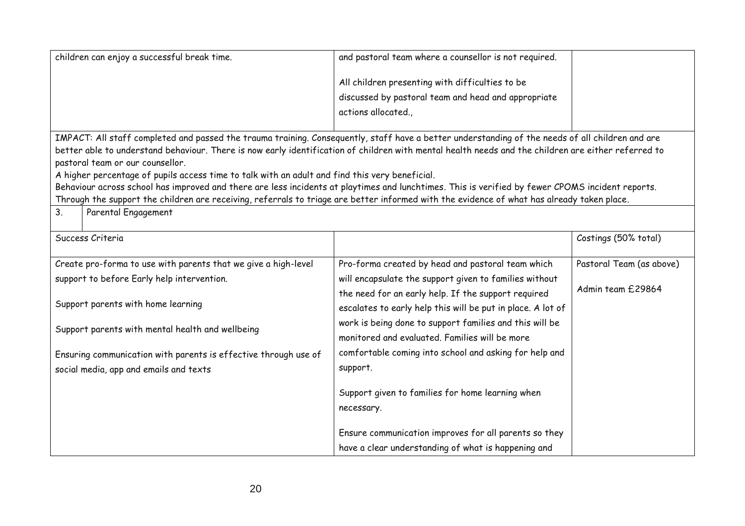| | | |
|---|---|---|
| children can enjoy a successful break time. | and pastoral team where a counsellor is not required.<br><br>All children presenting with difficulties to be discussed by pastoral team and head and appropriate actions allocated., | |

IMPACT: All staff completed and passed the trauma training. Consequently, staff have a better understanding of the needs of all children and are better able to understand behaviour. There is now early identification of children with mental health needs and the children are either referred to pastoral team or our counsellor.
A higher percentage of pupils access time to talk with an adult and find this very beneficial.
Behaviour across school has improved and there are less incidents at playtimes and lunchtimes. This is verified by fewer CPOMS incident reports.
Through the support the children are receiving, referrals to triage are better informed with the evidence of what has already taken place.

**3. Parental Engagement**

| Success Criteria | | Costings (50% total) |
|---|---|---|
| Create pro-forma to use with parents that we give a high-level support to before Early help intervention.<br><br>Support parents with home learning<br><br>Support parents with mental health and wellbeing<br><br>Ensuring communication with parents is effective through use of social media, app and emails and texts | Pro-forma created by head and pastoral team which will encapsulate the support given to families without the need for an early help. If the support required escalates to early help this will be put in place. A lot of work is being done to support families and this will be monitored and evaluated. Families will be more comfortable coming into school and asking for help and support.<br><br>Support given to families for home learning when necessary.<br><br>Ensure communication improves for all parents so they have a clear understanding of what is happening and | Pastoral Team (as above)<br><br>Admin team £29864 |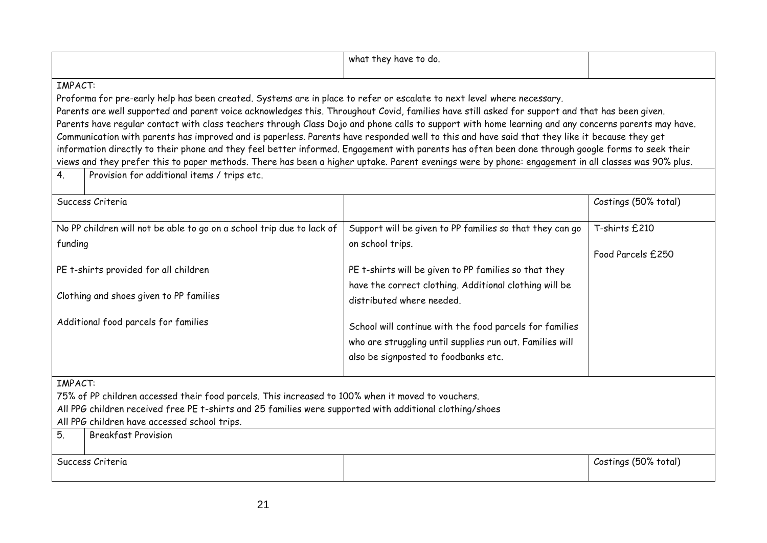| | | |
|---|---|---|
| | what they have to do. | |

IMPACT:
Proforma for pre-early help has been created. Systems are in place to refer or escalate to next level where necessary.
Parents are well supported and parent voice acknowledges this. Throughout Covid, families have still asked for support and that has been given.
Parents have regular contact with class teachers through Class Dojo and phone calls to support with home learning and any concerns parents may have.
Communication with parents has improved and is paperless. Parents have responded well to this and have said that they like it because they get information directly to their phone and they feel better informed. Engagement with parents has often been done through google forms to seek their views and they prefer this to paper methods. There has been a higher uptake. Parent evenings were by phone: engagement in all classes was 90% plus.

**4. Provision for additional items / trips etc.**

| Success Criteria | | Costings (50% total) |
|---|---|---|
| No PP children will not be able to go on a school trip due to lack of funding<br><br>PE t-shirts provided for all children<br><br>Clothing and shoes given to PP families<br><br>Additional food parcels for families | Support will be given to PP families so that they can go on school trips.<br><br>PE t-shirts will be given to PP families so that they have the correct clothing. Additional clothing will be distributed where needed.<br><br>School will continue with the food parcels for families who are struggling until supplies run out. Families will also be signposted to foodbanks etc. | T-shirts £210<br><br>Food Parcels £250 |

IMPACT:
75% of PP children accessed their food parcels. This increased to 100% when it moved to vouchers.
All PPG children received free PE t-shirts and 25 families were supported with additional clothing/shoes
All PPG children have accessed school trips.

**5. Breakfast Provision**

| Success Criteria | | Costings (50% total) |
|---|---|---|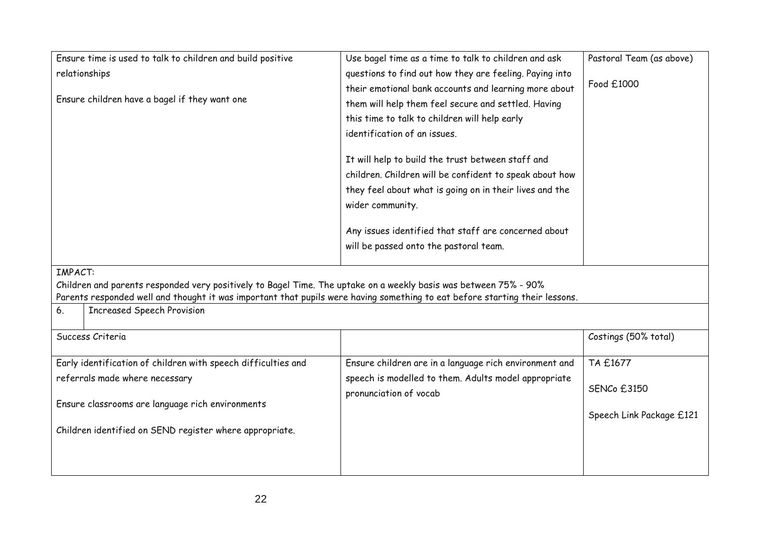| | | |
|---|---|---|
| Ensure time is used to talk to children and build positive relationships<br><br>Ensure children have a bagel if they want one | Use bagel time as a time to talk to children and ask questions to find out how they are feeling. Paying into their emotional bank accounts and learning more about them will help them feel secure and settled. Having this time to talk to children will help early identification of an issues.<br><br>It will help to build the trust between staff and children. Children will be confident to speak about how they feel about what is going on in their lives and the wider community.<br><br>Any issues identified that staff are concerned about will be passed onto the pastoral team. | Pastoral Team (as above)<br><br>Food £1000 |

IMPACT:
Children and parents responded very positively to Bagel Time. The uptake on a weekly basis was between 75% - 90%
Parents responded well and thought it was important that pupils were having something to eat before starting their lessons.

| 6. | Increased Speech Provision | |
|---|---|---|
| Success Criteria | | Costings (50% total) |
| Early identification of children with speech difficulties and referrals made where necessary<br><br>Ensure classrooms are language rich environments<br><br>Children identified on SEND register where appropriate. | Ensure children are in a language rich environment and speech is modelled to them. Adults model appropriate pronunciation of vocab | TA £1677<br><br>SENCo £3150<br><br>Speech Link Package £121 |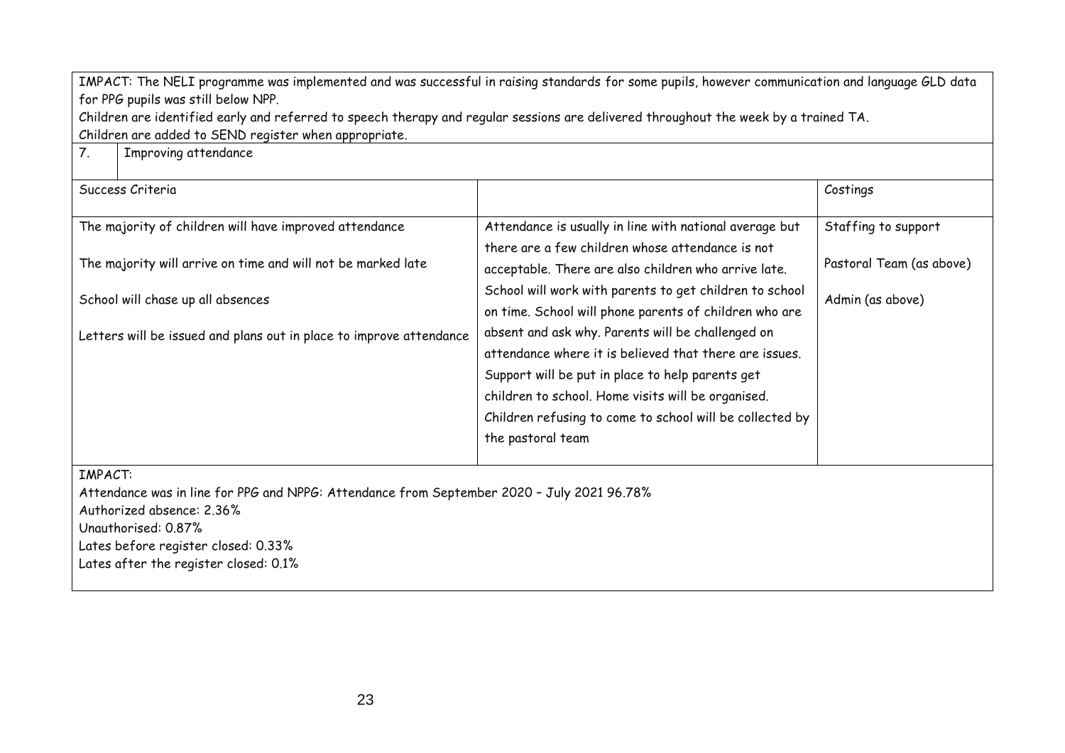IMPACT: The NELI programme was implemented and was successful in raising standards for some pupils, however communication and language GLD data for PPG pupils was still below NPP.
Children are identified early and referred to speech therapy and regular sessions are delivered throughout the week by a trained TA.
Children are added to SEND register when appropriate.

| 7. | Improving attendance | |
|---|---|---|
| Success Criteria | | Costings |
| The majority of children will have improved attendance<br><br>The majority will arrive on time and will not be marked late<br><br>School will chase up all absences<br><br>Letters will be issued and plans out in place to improve attendance | Attendance is usually in line with national average but there are a few children whose attendance is not acceptable. There are also children who arrive late. School will work with parents to get children to school on time. School will phone parents of children who are absent and ask why. Parents will be challenged on attendance where it is believed that there are issues. Support will be put in place to help parents get children to school. Home visits will be organised. Children refusing to come to school will be collected by the pastoral team | Staffing to support<br><br>Pastoral Team (as above)<br><br>Admin (as above) |

IMPACT:
Attendance was in line for PPG and NPPG: Attendance from September 2020 – July 2021 96.78%
Authorized absence: 2.36%
Unauthorised: 0.87%
Lates before register closed: 0.33%
Lates after the register closed: 0.1%